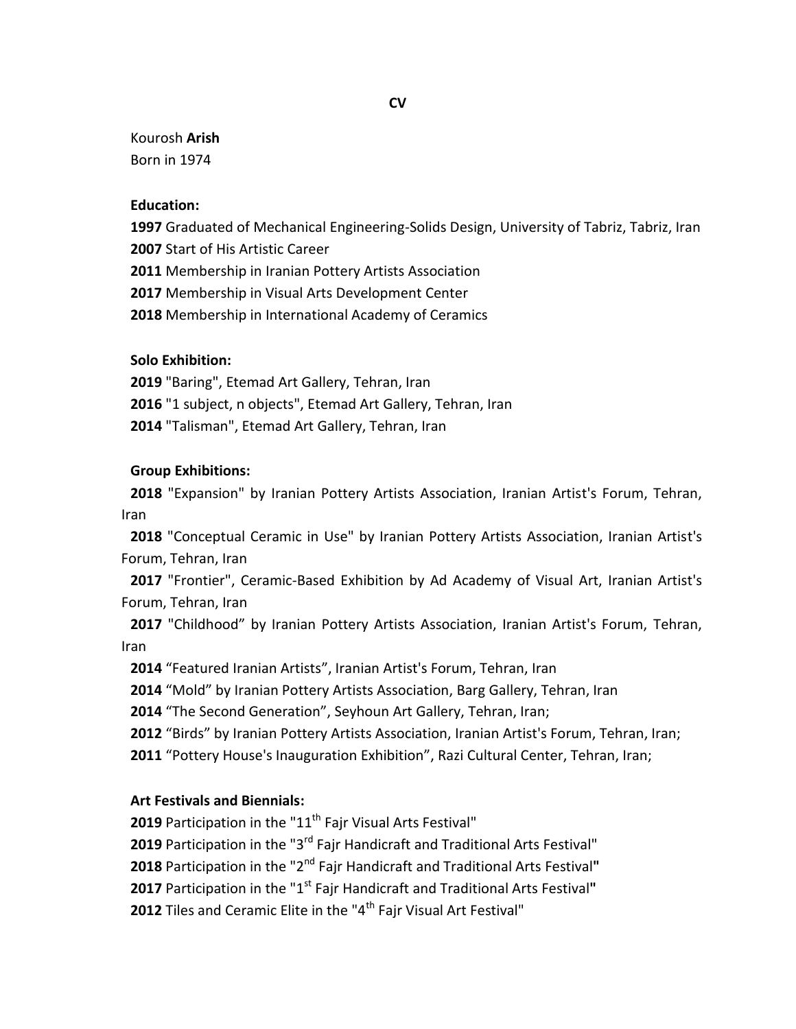# CV

Kourosh **Arish**
Born in 1974

**Education:**

**1997** Graduated of Mechanical Engineering-Solids Design, University of Tabriz, Tabriz, Iran
**2007** Start of His Artistic Career
**2011** Membership in Iranian Pottery Artists Association
**2017** Membership in Visual Arts Development Center
**2018** Membership in International Academy of Ceramics

**Solo Exhibition:**

**2019** "Baring", Etemad Art Gallery, Tehran, Iran
**2016** "1 subject, n objects", Etemad Art Gallery, Tehran, Iran
**2014** "Talisman", Etemad Art Gallery, Tehran, Iran

**Group Exhibitions:**

**2018** "Expansion" by Iranian Pottery Artists Association, Iranian Artist's Forum, Tehran, Iran
**2018** "Conceptual Ceramic in Use" by Iranian Pottery Artists Association, Iranian Artist's Forum, Tehran, Iran
**2017** "Frontier", Ceramic-Based Exhibition by Ad Academy of Visual Art, Iranian Artist's Forum, Tehran, Iran
**2017** "Childhood" by Iranian Pottery Artists Association, Iranian Artist's Forum, Tehran, Iran
**2014** "Featured Iranian Artists", Iranian Artist's Forum, Tehran, Iran
**2014** "Mold" by Iranian Pottery Artists Association, Barg Gallery, Tehran, Iran
**2014** "The Second Generation", Seyhoun Art Gallery, Tehran, Iran;
**2012** "Birds" by Iranian Pottery Artists Association, Iranian Artist's Forum, Tehran, Iran;
**2011** "Pottery House's Inauguration Exhibition", Razi Cultural Center, Tehran, Iran;

**Art Festivals and Biennials:**

**2019** Participation in the "11th Fajr Visual Arts Festival"
**2019** Participation in the "3rd Fajr Handicraft and Traditional Arts Festival"
**2018** Participation in the "2nd Fajr Handicraft and Traditional Arts Festival**"**
**2017** Participation in the "1st Fajr Handicraft and Traditional Arts Festival**"**
**2012** Tiles and Ceramic Elite in the "4th Fajr Visual Art Festival"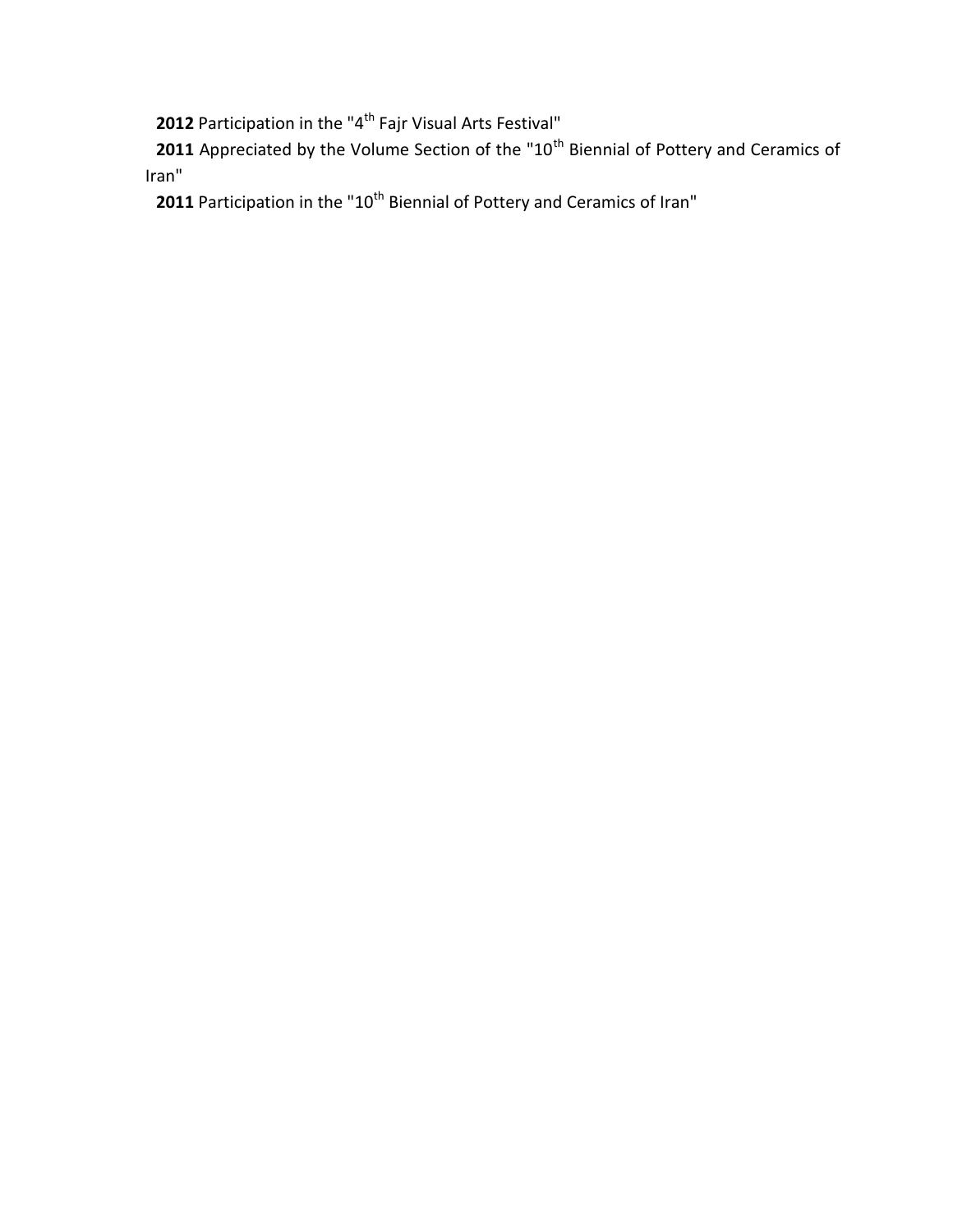**2012** Participation in the "4th Fajr Visual Arts Festival"

**2011** Appreciated by the Volume Section of the "10th Biennial of Pottery and Ceramics of Iran"

**2011** Participation in the "10th Biennial of Pottery and Ceramics of Iran"